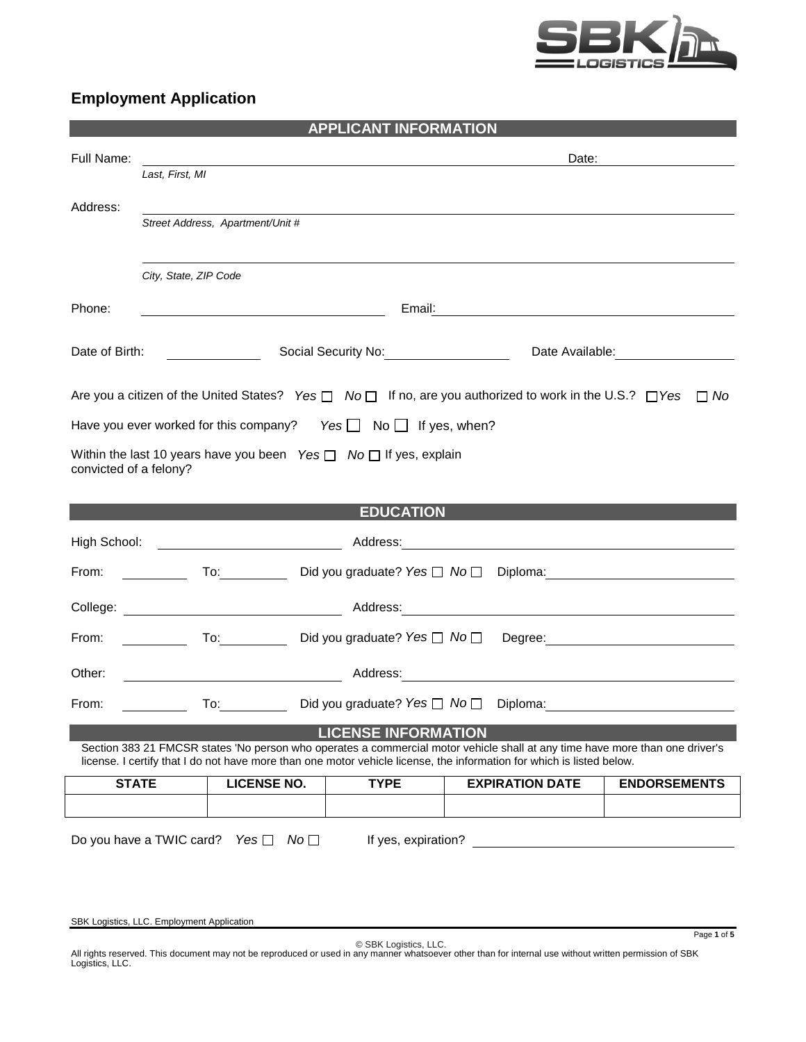## Employment Application

### APPLICANT INFORMATION

Full Name: ______________________________________________ Date: ______________
*Last, First, MI*

Address: ______________________________________________
*Street Address, Apartment/Unit #*

______________________________________________
*City, State, ZIP Code*

Phone: ______________________ Email: ______________________

Date of Birth: ____________ Social Security No: ______________ Date Available: ______________

Are you a citizen of the United States? *Yes* ☐ *No* ☐ If no, are you authorized to work in the U.S.? ☐ *Yes* ☐ *No*

Have you ever worked for this company? *Yes* ☐ No ☐ If yes, when?

Within the last 10 years have you been convicted of a felony? *Yes* ☐ *No* ☐ If yes, explain

### EDUCATION

High School: ______________________ Address: ______________________

From: __________ To: __________ Did you graduate? *Yes* ☐ *No* ☐ Diploma: ______________

College: ______________________ Address: ______________________

From: __________ To: __________ Did you graduate? *Yes* ☐ *No* ☐ Degree: ______________

Other: ______________________ Address: ______________________

From: __________ To: __________ Did you graduate? *Yes* ☐ *No* ☐ Diploma: ______________

### LICENSE INFORMATION

Section 383 21 FMCSR states 'No person who operates a commercial motor vehicle shall at any time have more than one driver's license. I certify that I do not have more than one motor vehicle license, the information for which is listed below.

| STATE | LICENSE NO. | TYPE | EXPIRATION DATE | ENDORSEMENTS |
|---|---|---|---|---|
| | | | | |

Do you have a TWIC card? *Yes* ☐ *No* ☐ If yes, expiration? ______________

SBK Logistics, LLC. Employment Application

© SBK Logistics, LLC.
All rights reserved. This document may not be reproduced or used in any manner whatsoever other than for internal use without written permission of SBK Logistics, LLC.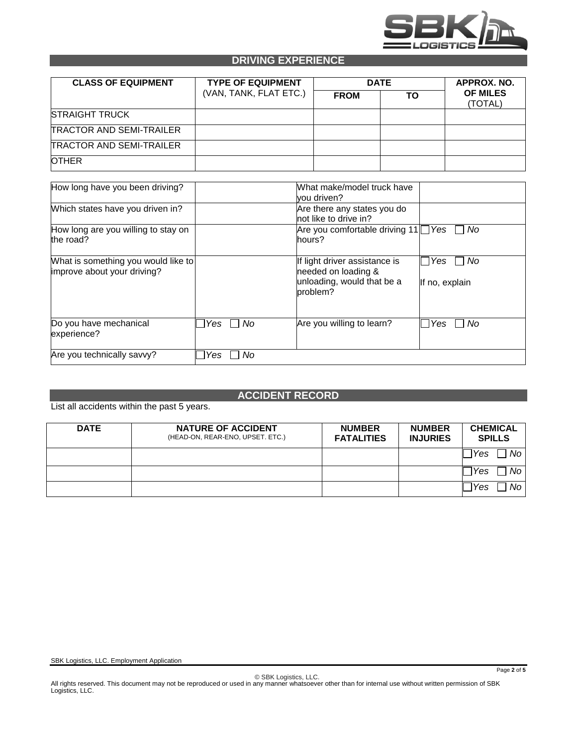## DRIVING EXPERIENCE

| CLASS OF EQUIPMENT | TYPE OF EQUIPMENT (VAN, TANK, FLAT ETC.) | DATE | | APPROX. NO. OF MILES (TOTAL) |
|---|---|---|---|---|
| | | FROM | TO | |
| STRAIGHT TRUCK | | | | |
| TRACTOR AND SEMI-TRAILER | | | | |
| TRACTOR AND SEMI-TRAILER | | | | |
| OTHER | | | | |

| | | | |
|---|---|---|---|
| How long have you been driving? | | What make/model truck have you driven? | |
| Which states have you driven in? | | Are there any states you do not like to drive in? | |
| How long are you willing to stay on the road? | | Are you comfortable driving 11 hours? | ☐ *Yes* ☐ *No* |
| What is something you would like to improve about your driving? | | If light driver assistance is needed on loading & unloading, would that be a problem? | ☐ *Yes* ☐ *No* If no, explain |
| Do you have mechanical experience? | ☐ *Yes* ☐ *No* | Are you willing to learn? | ☐ *Yes* ☐ *No* |
| Are you technically savvy? | ☐ *Yes* ☐ *No* | | |

## ACCIDENT RECORD

List all accidents within the past 5 years.

| DATE | NATURE OF ACCIDENT (HEAD-ON, REAR-ENO, UPSET. ETC.) | NUMBER FATALITIES | NUMBER INJURIES | CHEMICAL SPILLS |
|---|---|---|---|---|
| | | | | ☐ *Yes* ☐ *No* |
| | | | | ☐ *Yes* ☐ *No* |
| | | | | ☐ *Yes* ☐ *No* |

© SBK Logistics, LLC.
All rights reserved. This document may not be reproduced or used in any manner whatsoever other than for internal use without written permission of SBK Logistics, LLC.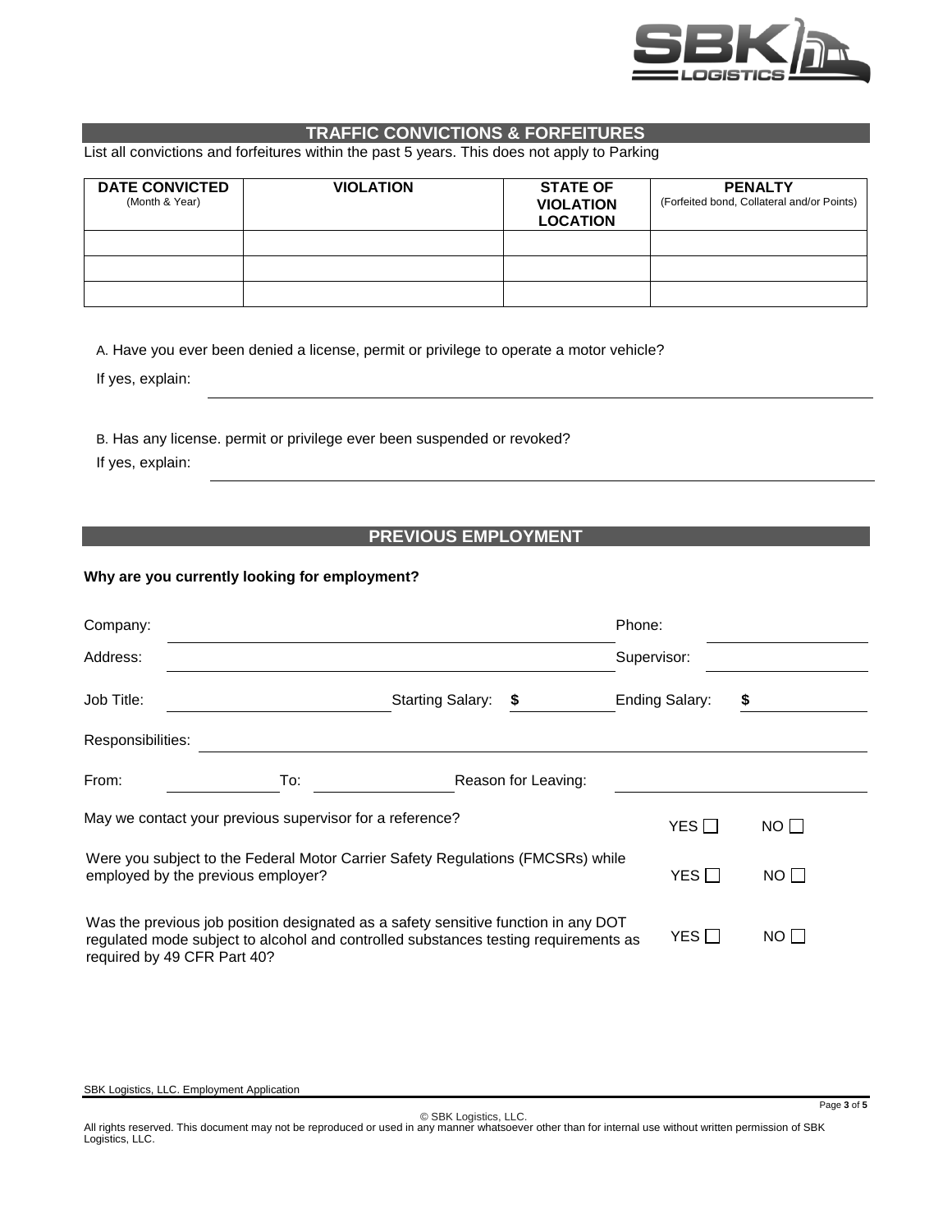## TRAFFIC CONVICTIONS & FORFEITURES

List all convictions and forfeitures within the past 5 years. This does not apply to Parking

| **DATE CONVICTED** (Month & Year) | **VIOLATION** | **STATE OF VIOLATION LOCATION** | **PENALTY** (Forfeited bond, Collateral and/or Points) |
|---|---|---|---|
| | | | |
| | | | |
| | | | |

A. Have you ever been denied a license, permit or privilege to operate a motor vehicle?

If yes, explain: ______________________________

B. Has any license. permit or privilege ever been suspended or revoked?

If yes, explain: ______________________________

## PREVIOUS EMPLOYMENT

**Why are you currently looking for employment?**

Company: ______________________________ Phone: ______________

Address: ______________________________ Supervisor: ______________

Job Title: ______________ Starting Salary: $ ______________ Ending Salary: $ ______________

Responsibilities: ______________________________

From: ______________ To: ______________ Reason for Leaving: ______________

May we contact your previous supervisor for a reference? YES ☐ NO ☐

Were you subject to the Federal Motor Carrier Safety Regulations (FMCSRs) while employed by the previous employer? YES ☐ NO ☐

Was the previous job position designated as a safety sensitive function in any DOT regulated mode subject to alcohol and controlled substances testing requirements as required by 49 CFR Part 40? YES ☐ NO ☐

SBK Logistics, LLC. Employment Application

© SBK Logistics, LLC.
All rights reserved. This document may not be reproduced or used in any manner whatsoever other than for internal use without written permission of SBK Logistics, LLC.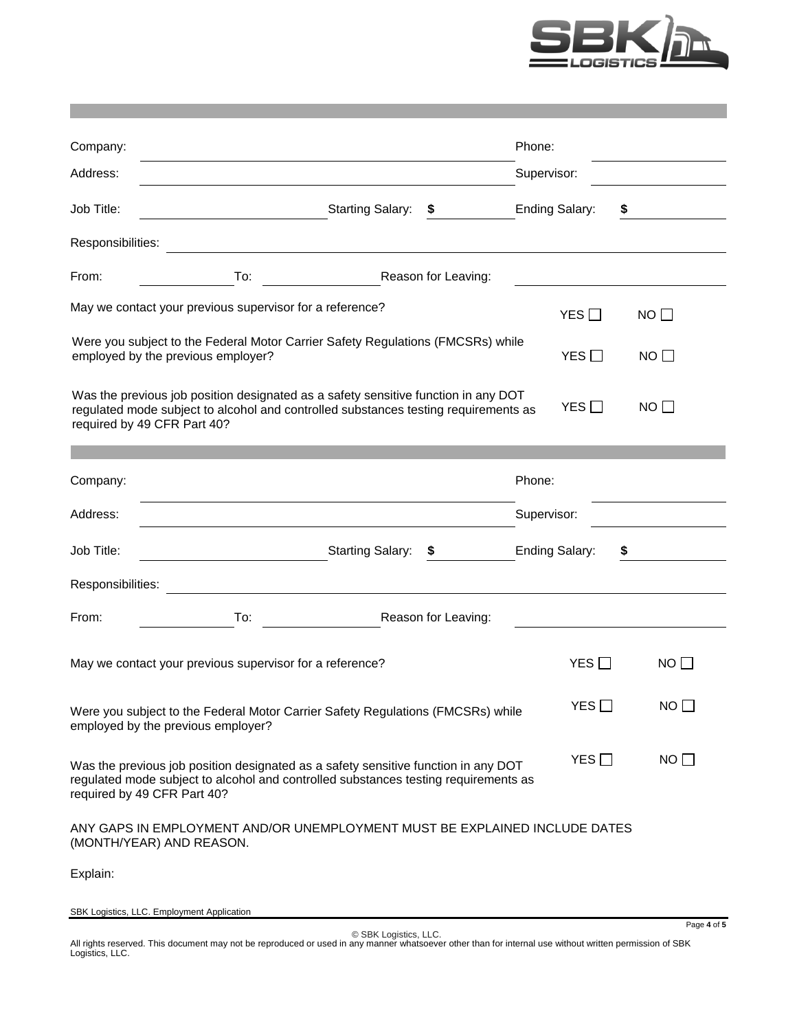Company: ______________________ Phone: ______________

Address: ______________________ Supervisor: ______________

Job Title: ______________ Starting Salary: $ ________ Ending Salary: $ ________

Responsibilities: ______________________________________________

From: ________ To: ________ Reason for Leaving: ______________________

May we contact your previous supervisor for a reference? YES ☐ NO ☐

Were you subject to the Federal Motor Carrier Safety Regulations (FMCSRs) while employed by the previous employer? YES ☐ NO ☐

Was the previous job position designated as a safety sensitive function in any DOT regulated mode subject to alcohol and controlled substances testing requirements as required by 49 CFR Part 40? YES ☐ NO ☐

---

Company: ______________________ Phone: ______________

Address: ______________________ Supervisor: ______________

Job Title: ______________ Starting Salary: $ ________ Ending Salary: $ ________

Responsibilities: ______________________________________________

From: ________ To: ________ Reason for Leaving: ______________________

May we contact your previous supervisor for a reference? YES ☐ NO ☐

Were you subject to the Federal Motor Carrier Safety Regulations (FMCSRs) while employed by the previous employer? YES ☐ NO ☐

Was the previous job position designated as a safety sensitive function in any DOT regulated mode subject to alcohol and controlled substances testing requirements as required by 49 CFR Part 40? YES ☐ NO ☐

ANY GAPS IN EMPLOYMENT AND/OR UNEMPLOYMENT MUST BE EXPLAINED INCLUDE DATES (MONTH/YEAR) AND REASON.

Explain: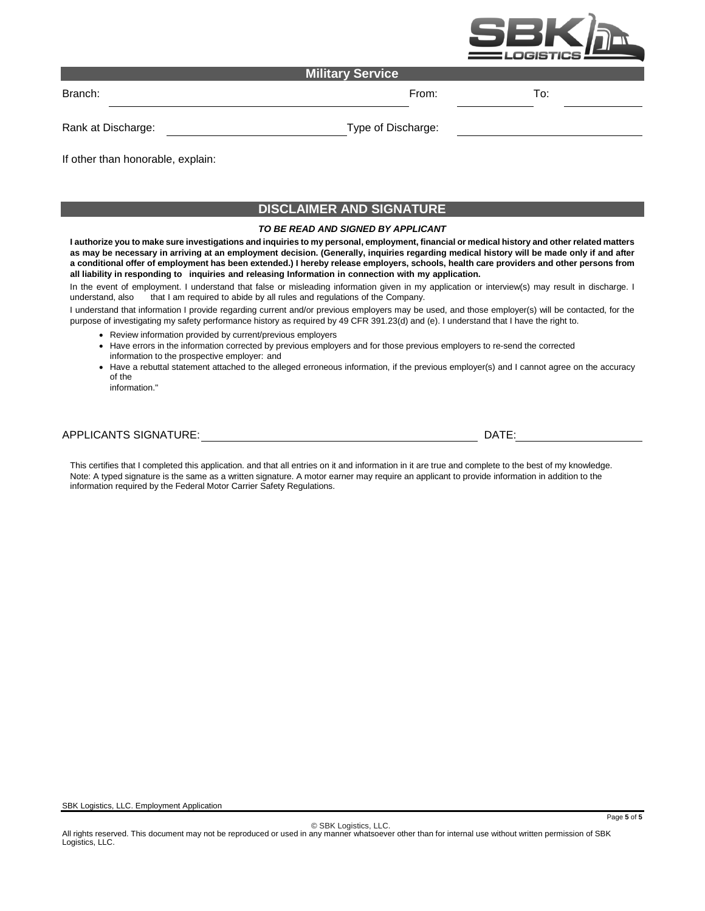## Military Service

Branch: ______________________ From: __________ To: __________

Rank at Discharge: ______________________ Type of Discharge: ______________________

If other than honorable, explain:

## DISCLAIMER AND SIGNATURE

***TO BE READ AND SIGNED BY APPLICANT***

**I authorize you to make sure investigations and inquiries to my personal, employment, financial or medical history and other related matters as may be necessary in arriving at an employment decision. (Generally, inquiries regarding medical history will be made only if and after a conditional offer of employment has been extended.) I hereby release employers, schools, health care providers and other persons from all liability in responding to inquiries and releasing Information in connection with my application.**

In the event of employment. I understand that false or misleading information given in my application or interview(s) may result in discharge. I understand, also that I am required to abide by all rules and regulations of the Company.

I understand that information I provide regarding current and/or previous employers may be used, and those employer(s) will be contacted, for the purpose of investigating my safety performance history as required by 49 CFR 391.23(d) and (e). I understand that I have the right to.

- Review information provided by current/previous employers
- Have errors in the information corrected by previous employers and for those previous employers to re-send the corrected information to the prospective employer: and
- Have a rebuttal statement attached to the alleged erroneous information, if the previous employer(s) and I cannot agree on the accuracy of the information."

APPLICANTS SIGNATURE: ______________________ DATE: ______________

This certifies that I completed this application. and that all entries on it and information in it are true and complete to the best of my knowledge. Note: A typed signature is the same as a written signature. A motor earner may require an applicant to provide information in addition to the information required by the Federal Motor Carrier Safety Regulations.